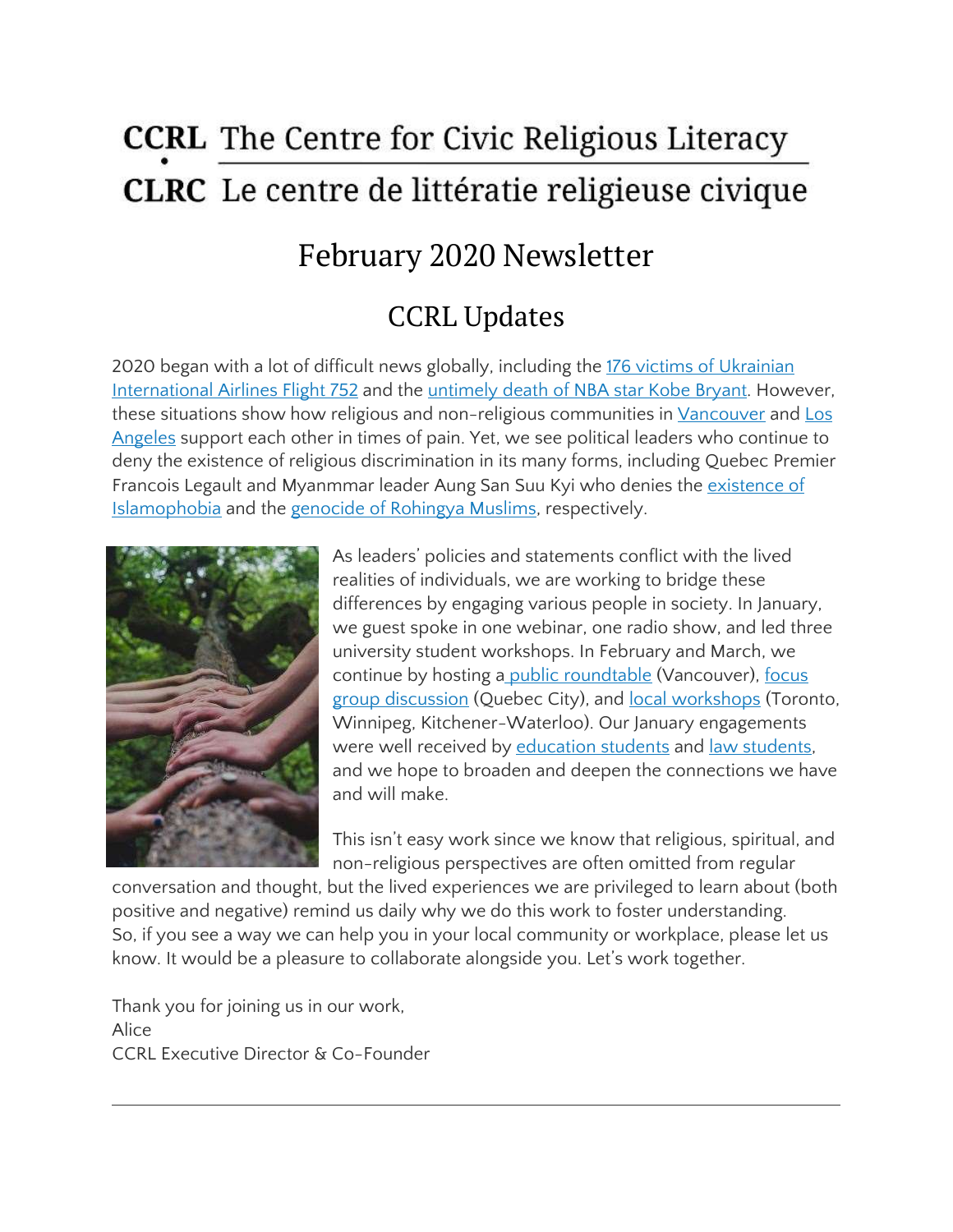# CCRL The Centre for Civic Religious Literacy
# CLRC Le centre de littératie religieuse civique

## February 2020 Newsletter

## CCRL Updates

2020 began with a lot of difficult news globally, including the 176 victims of Ukrainian International Airlines Flight 752 and the untimely death of NBA star Kobe Bryant. However, these situations show how religious and non-religious communities in Vancouver and Los Angeles support each other in times of pain. Yet, we see political leaders who continue to deny the existence of religious discrimination in its many forms, including Quebec Premier Francois Legault and Myanmmar leader Aung San Suu Kyi who denies the existence of Islamophobia and the genocide of Rohingya Muslims, respectively.

As leaders' policies and statements conflict with the lived realities of individuals, we are working to bridge these differences by engaging various people in society. In January, we guest spoke in one webinar, one radio show, and led three university student workshops. In February and March, we continue by hosting a public roundtable (Vancouver), focus group discussion (Quebec City), and local workshops (Toronto, Winnipeg, Kitchener-Waterloo). Our January engagements were well received by education students and law students, and we hope to broaden and deepen the connections we have and will make.

This isn't easy work since we know that religious, spiritual, and non-religious perspectives are often omitted from regular conversation and thought, but the lived experiences we are privileged to learn about (both positive and negative) remind us daily why we do this work to foster understanding. So, if you see a way we can help you in your local community or workplace, please let us know. It would be a pleasure to collaborate alongside you. Let's work together.

Thank you for joining us in our work,
Alice
CCRL Executive Director & Co-Founder

---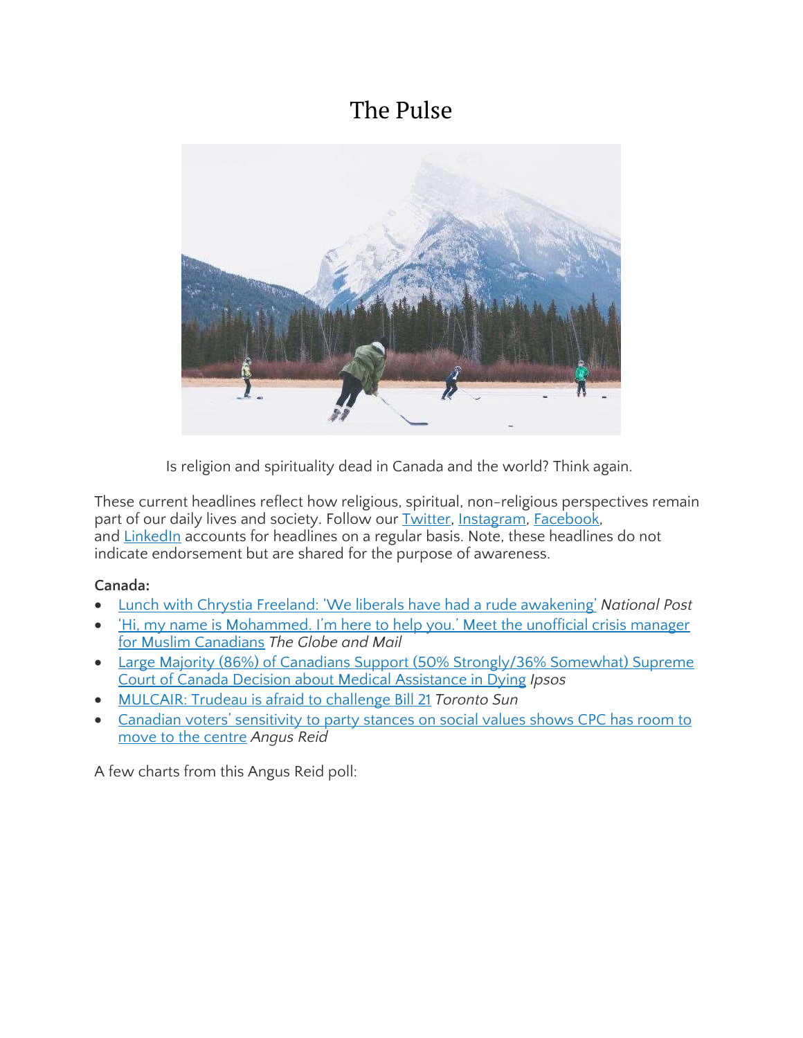# The Pulse

Is religion and spirituality dead in Canada and the world? Think again.

These current headlines reflect how religious, spiritual, non-religious perspectives remain part of our daily lives and society. Follow our Twitter, Instagram, Facebook, and LinkedIn accounts for headlines on a regular basis. Note, these headlines do not indicate endorsement but are shared for the purpose of awareness.

**Canada:**

- Lunch with Chrystia Freeland: 'We liberals have had a rude awakening' *National Post*
- 'Hi, my name is Mohammed. I'm here to help you.' Meet the unofficial crisis manager for Muslim Canadians *The Globe and Mail*
- Large Majority (86%) of Canadians Support (50% Strongly/36% Somewhat) Supreme Court of Canada Decision about Medical Assistance in Dying *Ipsos*
- MULCAIR: Trudeau is afraid to challenge Bill 21 *Toronto Sun*
- Canadian voters' sensitivity to party stances on social values shows CPC has room to move to the centre *Angus Reid*

A few charts from this Angus Reid poll: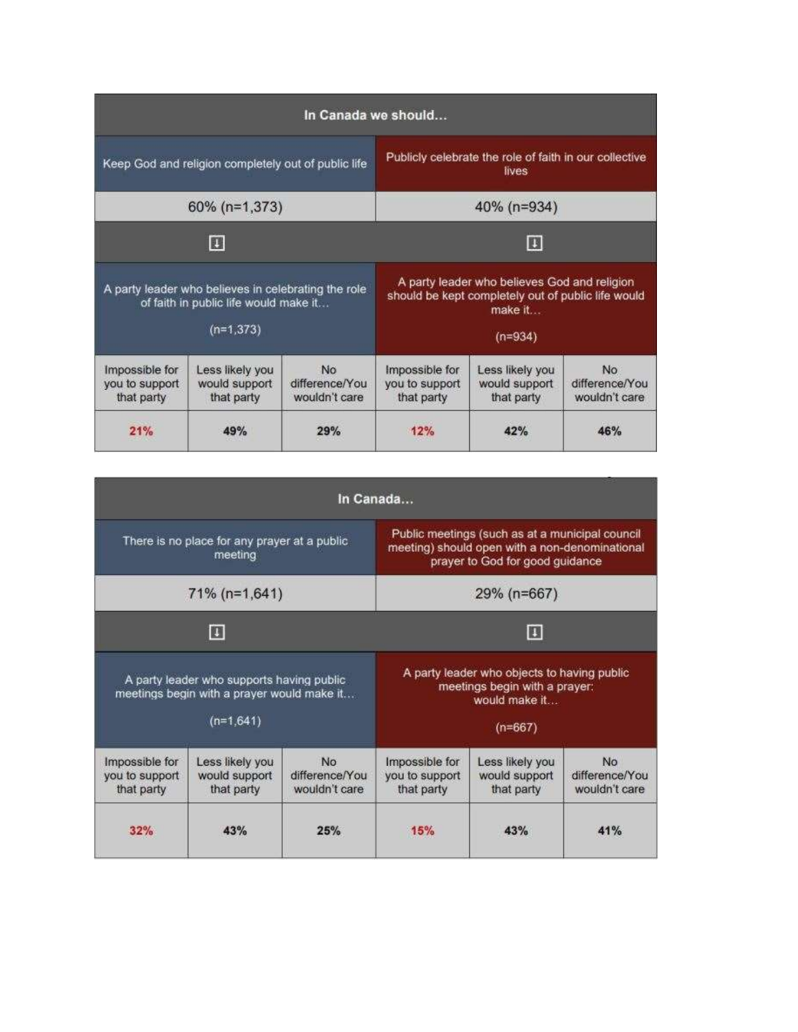| In Canada we should... | | | | | |
|---|---|---|---|---|---|
| Keep God and religion completely out of public life | | | Publicly celebrate the role of faith in our collective lives | | |
| 60% (n=1,373) | | | 40% (n=934) | | |
| A party leader who believes in celebrating the role of faith in public life would make it... (n=1,373) | | | A party leader who believes God and religion should be kept completely out of public life would make it... (n=934) | | |
| Impossible for you to support that party | Less likely you would support that party | No difference/You wouldn't care | Impossible for you to support that party | Less likely you would support that party | No difference/You wouldn't care |
| 21% | 49% | 29% | 12% | 42% | 46% |

| In Canada... | | | | | |
|---|---|---|---|---|---|
| There is no place for any prayer at a public meeting | | | Public meetings (such as at a municipal council meeting) should open with a non-denominational prayer to God for good guidance | | |
| 71% (n=1,641) | | | 29% (n=667) | | |
| A party leader who supports having public meetings begin with a prayer would make it... (n=1,641) | | | A party leader who objects to having public meetings begin with a prayer: would make it... (n=667) | | |
| Impossible for you to support that party | Less likely you would support that party | No difference/You wouldn't care | Impossible for you to support that party | Less likely you would support that party | No difference/You wouldn't care |
| 32% | 43% | 25% | 15% | 43% | 41% |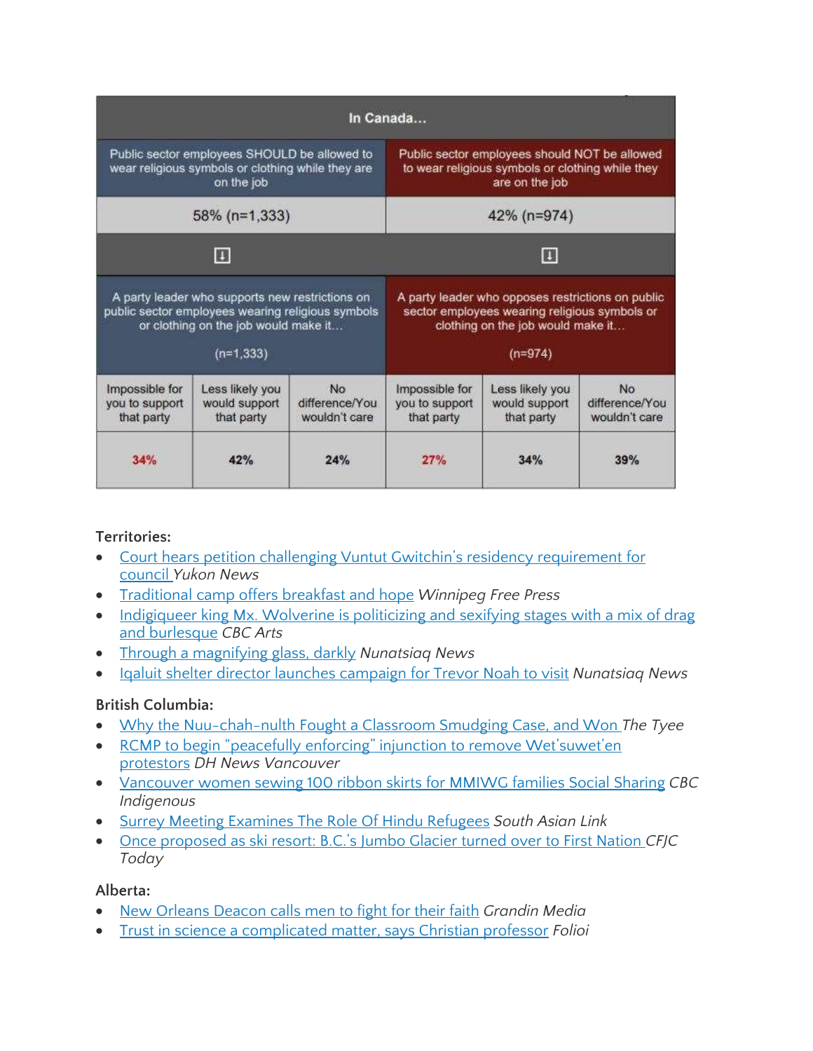| In Canada... | | | | | |
|---|---|---|---|---|---|
| Public sector employees SHOULD be allowed to wear religious symbols or clothing while they are on the job | | | Public sector employees should NOT be allowed to wear religious symbols or clothing while they are on the job | | |
| 58% (n=1,333) | | | 42% (n=974) | | |
| A party leader who supports new restrictions on public sector employees wearing religious symbols or clothing on the job would make it... (n=1,333) | | | A party leader who opposes restrictions on public sector employees wearing religious symbols or clothing on the job would make it... (n=974) | | |
| Impossible for you to support that party | Less likely you would support that party | No difference/You wouldn't care | Impossible for you to support that party | Less likely you would support that party | No difference/You wouldn't care |
| 34% | 42% | 24% | 27% | 34% | 39% |

**Territories:**

- Court hears petition challenging Vuntut Gwitchin's residency requirement for council *Yukon News*
- Traditional camp offers breakfast and hope *Winnipeg Free Press*
- Indigiqueer king Mx. Wolverine is politicizing and sexifying stages with a mix of drag and burlesque *CBC Arts*
- Through a magnifying glass, darkly *Nunatsiaq News*
- Iqaluit shelter director launches campaign for Trevor Noah to visit *Nunatsiaq News*

**British Columbia:**

- Why the Nuu-chah-nulth Fought a Classroom Smudging Case, and Won *The Tyee*
- RCMP to begin "peacefully enforcing" injunction to remove Wet'suwet'en protestors *DH News Vancouver*
- Vancouver women sewing 100 ribbon skirts for MMIWG families Social Sharing *CBC Indigenous*
- Surrey Meeting Examines The Role Of Hindu Refugees *South Asian Link*
- Once proposed as ski resort: B.C.'s Jumbo Glacier turned over to First Nation *CFJC Today*

**Alberta:**

- New Orleans Deacon calls men to fight for their faith *Grandin Media*
- Trust in science a complicated matter, says Christian professor *Folioi*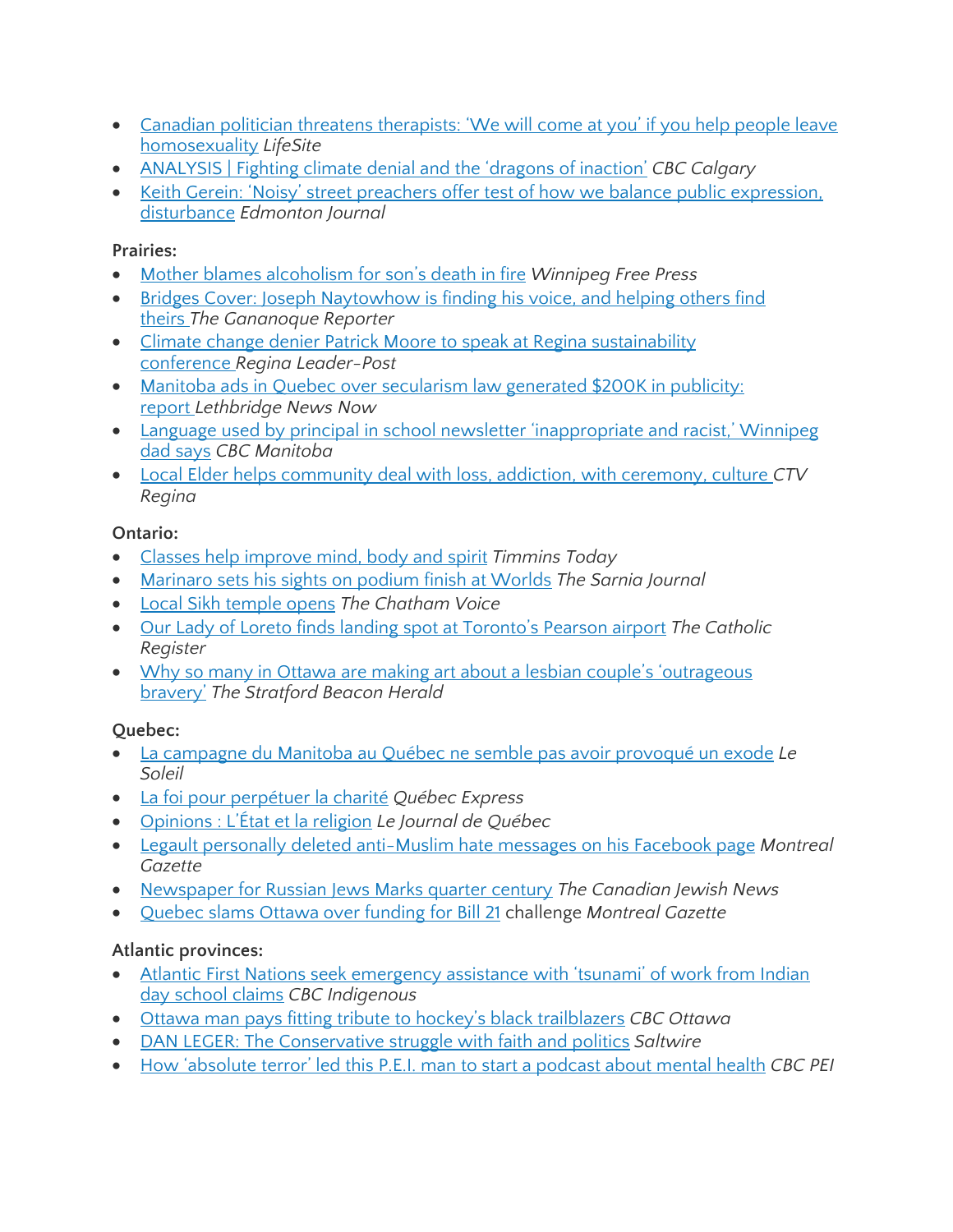- Canadian politician threatens therapists: 'We will come at you' if you help people leave homosexuality *LifeSite*
- ANALYSIS | Fighting climate denial and the 'dragons of inaction' *CBC Calgary*
- Keith Gerein: 'Noisy' street preachers offer test of how we balance public expression, disturbance *Edmonton Journal*

**Prairies:**

- Mother blames alcoholism for son's death in fire *Winnipeg Free Press*
- Bridges Cover: Joseph Naytowhow is finding his voice, and helping others find theirs *The Gananoque Reporter*
- Climate change denier Patrick Moore to speak at Regina sustainability conference *Regina Leader-Post*
- Manitoba ads in Quebec over secularism law generated $200K in publicity: report *Lethbridge News Now*
- Language used by principal in school newsletter 'inappropriate and racist,' Winnipeg dad says *CBC Manitoba*
- Local Elder helps community deal with loss, addiction, with ceremony, culture *CTV Regina*

**Ontario:**

- Classes help improve mind, body and spirit *Timmins Today*
- Marinaro sets his sights on podium finish at Worlds *The Sarnia Journal*
- Local Sikh temple opens *The Chatham Voice*
- Our Lady of Loreto finds landing spot at Toronto's Pearson airport *The Catholic Register*
- Why so many in Ottawa are making art about a lesbian couple's 'outrageous bravery' *The Stratford Beacon Herald*

**Quebec:**

- La campagne du Manitoba au Québec ne semble pas avoir provoqué un exode *Le Soleil*
- La foi pour perpétuer la charité *Québec Express*
- Opinions : L'État et la religion *Le Journal de Québec*
- Legault personally deleted anti-Muslim hate messages on his Facebook page *Montreal Gazette*
- Newspaper for Russian Jews Marks quarter century *The Canadian Jewish News*
- Quebec slams Ottawa over funding for Bill 21 challenge *Montreal Gazette*

**Atlantic provinces:**

- Atlantic First Nations seek emergency assistance with 'tsunami' of work from Indian day school claims *CBC Indigenous*
- Ottawa man pays fitting tribute to hockey's black trailblazers *CBC Ottawa*
- DAN LEGER: The Conservative struggle with faith and politics *Saltwire*
- How 'absolute terror' led this P.E.I. man to start a podcast about mental health *CBC PEI*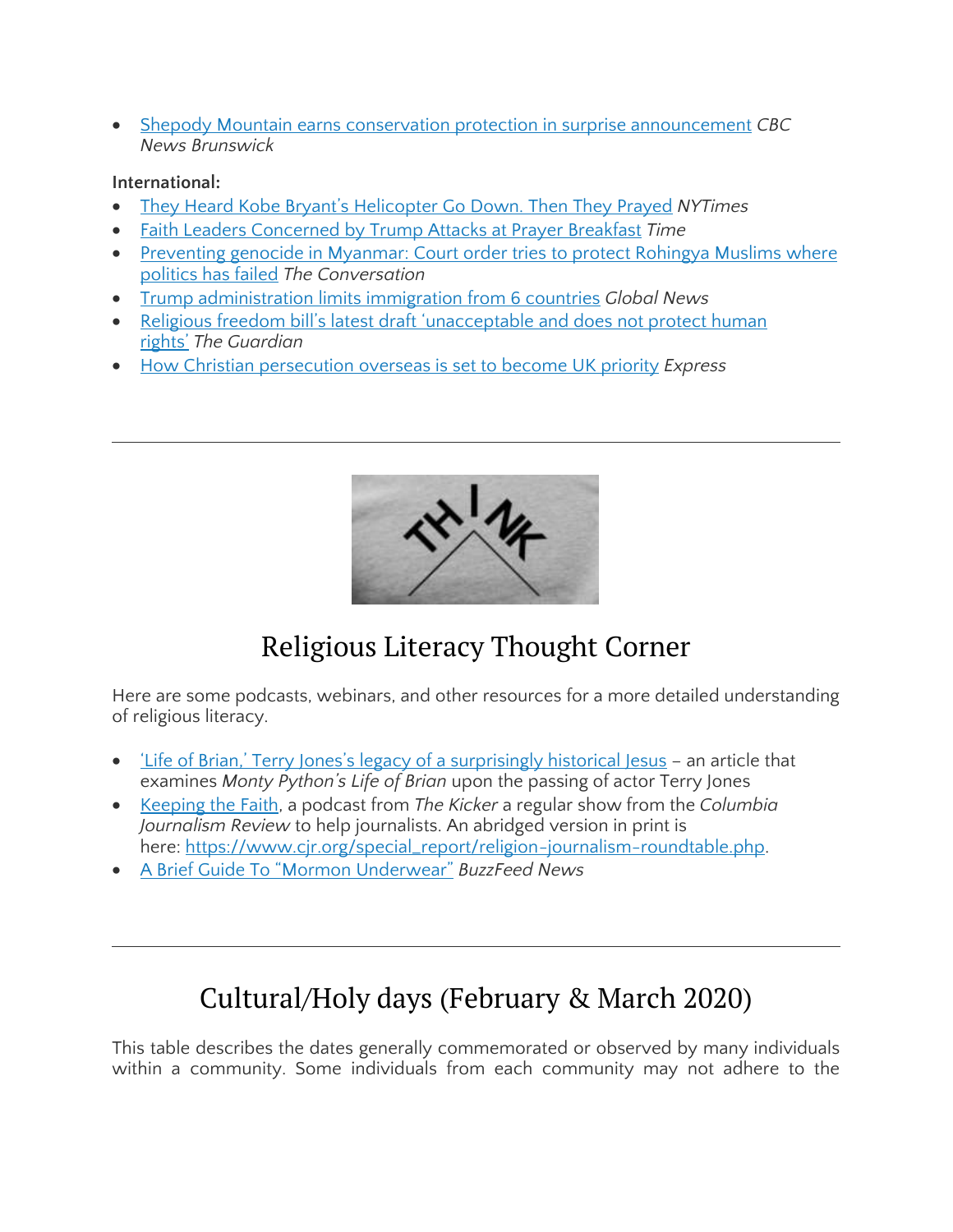- [Shepody Mountain earns conservation protection in surprise announcement]() *CBC News Brunswick*

**International:**

- [They Heard Kobe Bryant's Helicopter Go Down. Then They Prayed]() *NYTimes*
- [Faith Leaders Concerned by Trump Attacks at Prayer Breakfast]() *Time*
- [Preventing genocide in Myanmar: Court order tries to protect Rohingya Muslims where politics has failed]() *The Conversation*
- [Trump administration limits immigration from 6 countries]() *Global News*
- [Religious freedom bill's latest draft 'unacceptable and does not protect human rights']() *The Guardian*
- [How Christian persecution overseas is set to become UK priority]() *Express*

---

# Religious Literacy Thought Corner

Here are some podcasts, webinars, and other resources for a more detailed understanding of religious literacy.

- ['Life of Brian,' Terry Jones's legacy of a surprisingly historical Jesus]() – an article that examines *Monty Python's Life of Brian* upon the passing of actor Terry Jones
- [Keeping the Faith](), a podcast from *The Kicker* a regular show from the *Columbia Journalism Review* to help journalists. An abridged version in print is here: [https://www.cjr.org/special_report/religion-journalism-roundtable.php](https://www.cjr.org/special_report/religion-journalism-roundtable.php).
- [A Brief Guide To "Mormon Underwear"]() *BuzzFeed News*

---

# Cultural/Holy days (February & March 2020)

This table describes the dates generally commemorated or observed by many individuals within a community. Some individuals from each community may not adhere to the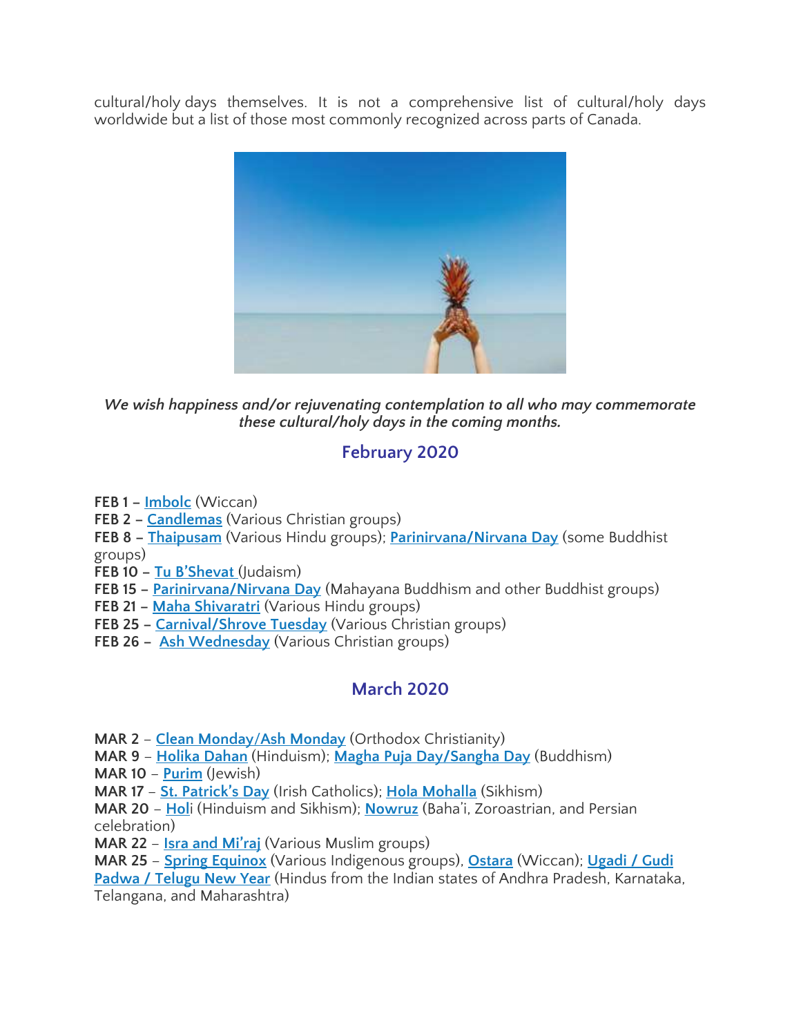cultural/holy days themselves. It is not a comprehensive list of cultural/holy days worldwide but a list of those most commonly recognized across parts of Canada.

***We wish happiness and/or rejuvenating contemplation to all who may commemorate these cultural/holy days in the coming months.***

## February 2020

**FEB 1 –** Imbolc (Wiccan)
**FEB 2 –** Candlemas (Various Christian groups)
**FEB 8 –** Thaipusam (Various Hindu groups); Parinirvana/Nirvana Day (some Buddhist groups)
**FEB 10 –** Tu B'Shevat (Judaism)
**FEB 15 –** Parinirvana/Nirvana Day (Mahayana Buddhism and other Buddhist groups)
**FEB 21 –** Maha Shivaratri (Various Hindu groups)
**FEB 25 –** Carnival/Shrove Tuesday (Various Christian groups)
**FEB 26 –** Ash Wednesday (Various Christian groups)

## March 2020

**MAR 2** – Clean Monday/Ash Monday (Orthodox Christianity)
**MAR 9** – Holika Dahan (Hinduism); Magha Puja Day/Sangha Day (Buddhism)
**MAR 10** – Purim (Jewish)
**MAR 17** – St. Patrick's Day (Irish Catholics); Hola Mohalla (Sikhism)
**MAR 20** – Holi (Hinduism and Sikhism); Nowruz (Baha'i, Zoroastrian, and Persian celebration)
**MAR 22** – Isra and Mi'raj (Various Muslim groups)
**MAR 25** – Spring Equinox (Various Indigenous groups), Ostara (Wiccan); Ugadi / Gudi Padwa / Telugu New Year (Hindus from the Indian states of Andhra Pradesh, Karnataka, Telangana, and Maharashtra)